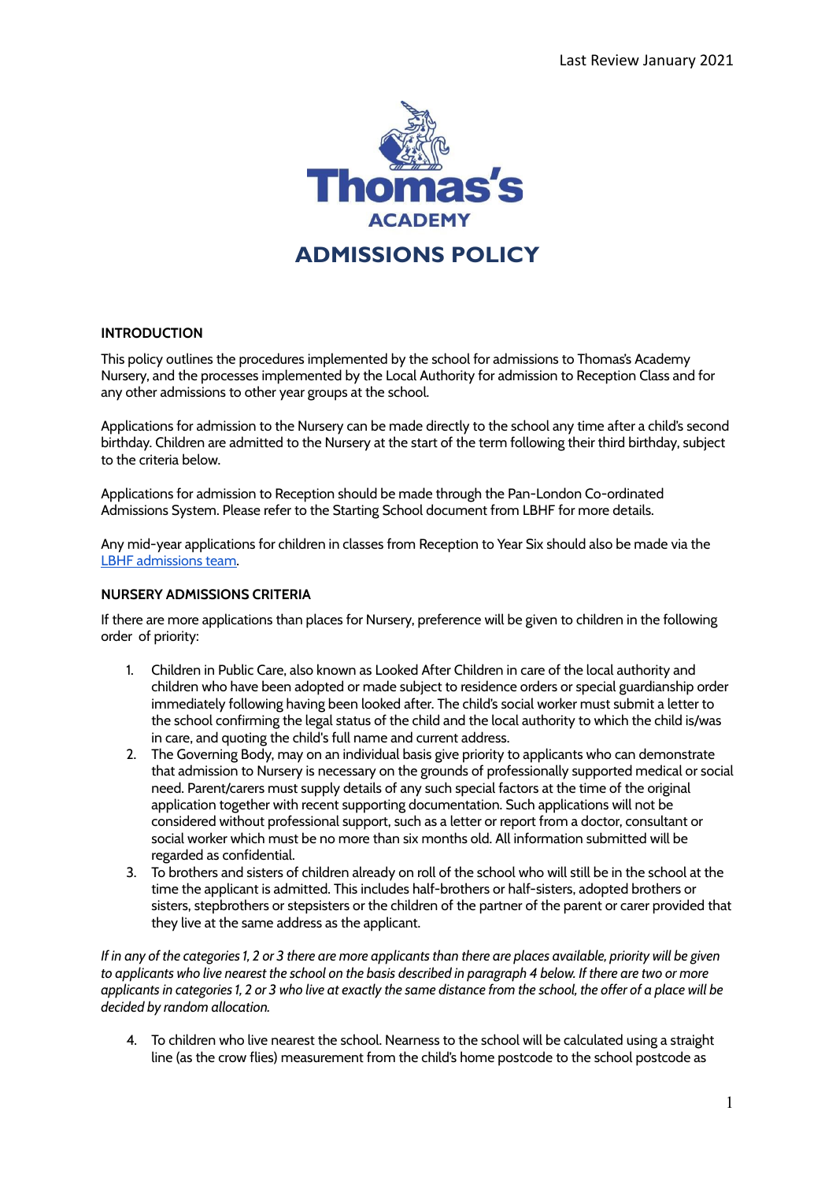Last Review January 2021

# Thomas's ACADEMY

# ADMISSIONS POLICY

## INTRODUCTION

This policy outlines the procedures implemented by the school for admissions to Thomas's Academy Nursery, and the processes implemented by the Local Authority for admission to Reception Class and for any other admissions to other year groups at the school.

Applications for admission to the Nursery can be made directly to the school any time after a child's second birthday. Children are admitted to the Nursery at the start of the term following their third birthday, subject to the criteria below.

Applications for admission to Reception should be made through the Pan-London Co-ordinated Admissions System. Please refer to the Starting School document from LBHF for more details.

Any mid-year applications for children in classes from Reception to Year Six should also be made via the LBHF admissions team.

## NURSERY ADMISSIONS CRITERIA

If there are more applications than places for Nursery, preference will be given to children in the following order of priority:

1. Children in Public Care, also known as Looked After Children in care of the local authority and children who have been adopted or made subject to residence orders or special guardianship order immediately following having been looked after. The child's social worker must submit a letter to the school confirming the legal status of the child and the local authority to which the child is/was in care, and quoting the child's full name and current address.
2. The Governing Body, may on an individual basis give priority to applicants who can demonstrate that admission to Nursery is necessary on the grounds of professionally supported medical or social need. Parent/carers must supply details of any such special factors at the time of the original application together with recent supporting documentation. Such applications will not be considered without professional support, such as a letter or report from a doctor, consultant or social worker which must be no more than six months old. All information submitted will be regarded as confidential.
3. To brothers and sisters of children already on roll of the school who will still be in the school at the time the applicant is admitted. This includes half-brothers or half-sisters, adopted brothers or sisters, stepbrothers or stepsisters or the children of the partner of the parent or carer provided that they live at the same address as the applicant.

*If in any of the categories 1, 2 or 3 there are more applicants than there are places available, priority will be given to applicants who live nearest the school on the basis described in paragraph 4 below. If there are two or more applicants in categories 1, 2 or 3 who live at exactly the same distance from the school, the offer of a place will be decided by random allocation.*

4. To children who live nearest the school. Nearness to the school will be calculated using a straight line (as the crow flies) measurement from the child's home postcode to the school postcode as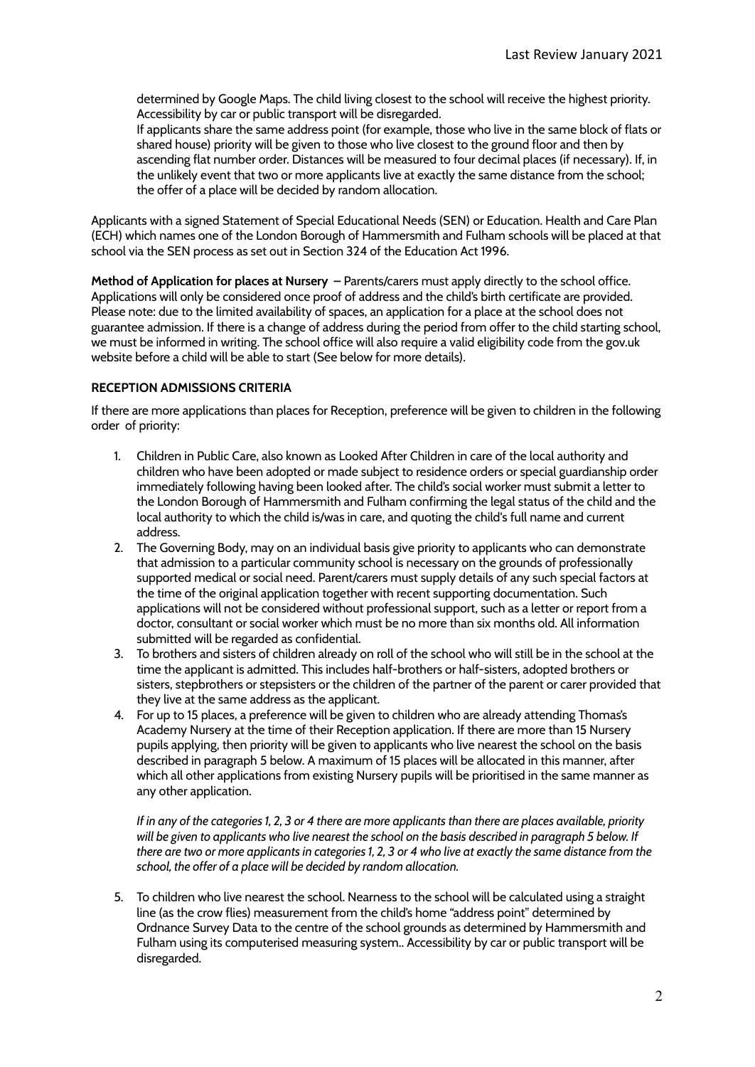determined by Google Maps. The child living closest to the school will receive the highest priority. Accessibility by car or public transport will be disregarded.

If applicants share the same address point (for example, those who live in the same block of flats or shared house) priority will be given to those who live closest to the ground floor and then by ascending flat number order. Distances will be measured to four decimal places (if necessary). If, in the unlikely event that two or more applicants live at exactly the same distance from the school; the offer of a place will be decided by random allocation.

Applicants with a signed Statement of Special Educational Needs (SEN) or Education. Health and Care Plan (ECH) which names one of the London Borough of Hammersmith and Fulham schools will be placed at that school via the SEN process as set out in Section 324 of the Education Act 1996.

**Method of Application for places at Nursery** – Parents/carers must apply directly to the school office. Applications will only be considered once proof of address and the child's birth certificate are provided. Please note: due to the limited availability of spaces, an application for a place at the school does not guarantee admission. If there is a change of address during the period from offer to the child starting school, we must be informed in writing. The school office will also require a valid eligibility code from the gov.uk website before a child will be able to start (See below for more details).

**RECEPTION ADMISSIONS CRITERIA**

If there are more applications than places for Reception, preference will be given to children in the following order of priority:

1. Children in Public Care, also known as Looked After Children in care of the local authority and children who have been adopted or made subject to residence orders or special guardianship order immediately following having been looked after. The child's social worker must submit a letter to the London Borough of Hammersmith and Fulham confirming the legal status of the child and the local authority to which the child is/was in care, and quoting the child's full name and current address.
2. The Governing Body, may on an individual basis give priority to applicants who can demonstrate that admission to a particular community school is necessary on the grounds of professionally supported medical or social need. Parent/carers must supply details of any such special factors at the time of the original application together with recent supporting documentation. Such applications will not be considered without professional support, such as a letter or report from a doctor, consultant or social worker which must be no more than six months old. All information submitted will be regarded as confidential.
3. To brothers and sisters of children already on roll of the school who will still be in the school at the time the applicant is admitted. This includes half-brothers or half-sisters, adopted brothers or sisters, stepbrothers or stepsisters or the children of the partner of the parent or carer provided that they live at the same address as the applicant.
4. For up to 15 places, a preference will be given to children who are already attending Thomas's Academy Nursery at the time of their Reception application. If there are more than 15 Nursery pupils applying, then priority will be given to applicants who live nearest the school on the basis described in paragraph 5 below. A maximum of 15 places will be allocated in this manner, after which all other applications from existing Nursery pupils will be prioritised in the same manner as any other application.

   *If in any of the categories 1, 2, 3 or 4 there are more applicants than there are places available, priority will be given to applicants who live nearest the school on the basis described in paragraph 5 below. If there are two or more applicants in categories 1, 2, 3 or 4 who live at exactly the same distance from the school, the offer of a place will be decided by random allocation.*

5. To children who live nearest the school. Nearness to the school will be calculated using a straight line (as the crow flies) measurement from the child's home "address point" determined by Ordnance Survey Data to the centre of the school grounds as determined by Hammersmith and Fulham using its computerised measuring system.. Accessibility by car or public transport will be disregarded.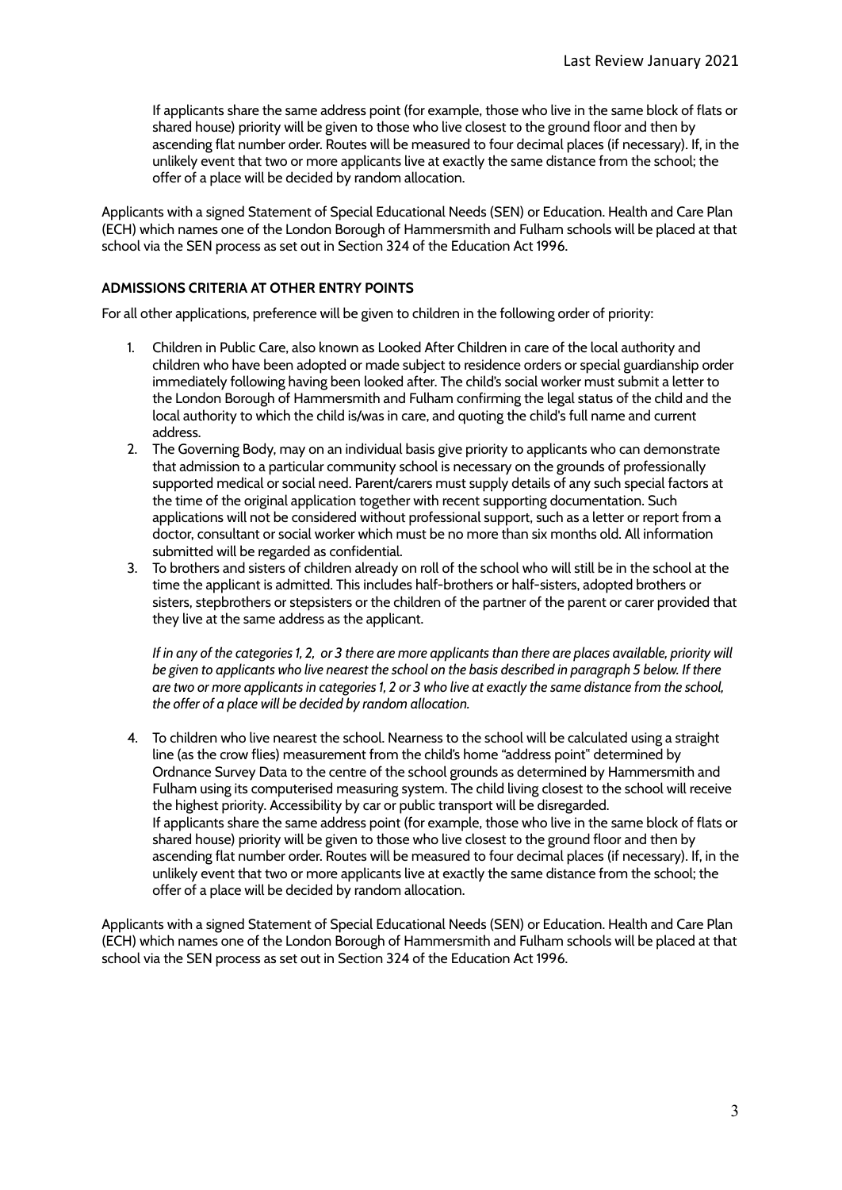If applicants share the same address point (for example, those who live in the same block of flats or shared house) priority will be given to those who live closest to the ground floor and then by ascending flat number order. Routes will be measured to four decimal places (if necessary). If, in the unlikely event that two or more applicants live at exactly the same distance from the school; the offer of a place will be decided by random allocation.

Applicants with a signed Statement of Special Educational Needs (SEN) or Education. Health and Care Plan (ECH) which names one of the London Borough of Hammersmith and Fulham schools will be placed at that school via the SEN process as set out in Section 324 of the Education Act 1996.

**ADMISSIONS CRITERIA AT OTHER ENTRY POINTS**

For all other applications, preference will be given to children in the following order of priority:

1. Children in Public Care, also known as Looked After Children in care of the local authority and children who have been adopted or made subject to residence orders or special guardianship order immediately following having been looked after. The child's social worker must submit a letter to the London Borough of Hammersmith and Fulham confirming the legal status of the child and the local authority to which the child is/was in care, and quoting the child's full name and current address.
2. The Governing Body, may on an individual basis give priority to applicants who can demonstrate that admission to a particular community school is necessary on the grounds of professionally supported medical or social need. Parent/carers must supply details of any such special factors at the time of the original application together with recent supporting documentation. Such applications will not be considered without professional support, such as a letter or report from a doctor, consultant or social worker which must be no more than six months old. All information submitted will be regarded as confidential.
3. To brothers and sisters of children already on roll of the school who will still be in the school at the time the applicant is admitted. This includes half-brothers or half-sisters, adopted brothers or sisters, stepbrothers or stepsisters or the children of the partner of the parent or carer provided that they live at the same address as the applicant.

   *If in any of the categories 1, 2, or 3 there are more applicants than there are places available, priority will be given to applicants who live nearest the school on the basis described in paragraph 5 below. If there are two or more applicants in categories 1, 2 or 3 who live at exactly the same distance from the school, the offer of a place will be decided by random allocation.*

4. To children who live nearest the school. Nearness to the school will be calculated using a straight line (as the crow flies) measurement from the child's home "address point" determined by Ordnance Survey Data to the centre of the school grounds as determined by Hammersmith and Fulham using its computerised measuring system. The child living closest to the school will receive the highest priority. Accessibility by car or public transport will be disregarded.
   If applicants share the same address point (for example, those who live in the same block of flats or shared house) priority will be given to those who live closest to the ground floor and then by ascending flat number order. Routes will be measured to four decimal places (if necessary). If, in the unlikely event that two or more applicants live at exactly the same distance from the school; the offer of a place will be decided by random allocation.

Applicants with a signed Statement of Special Educational Needs (SEN) or Education. Health and Care Plan (ECH) which names one of the London Borough of Hammersmith and Fulham schools will be placed at that school via the SEN process as set out in Section 324 of the Education Act 1996.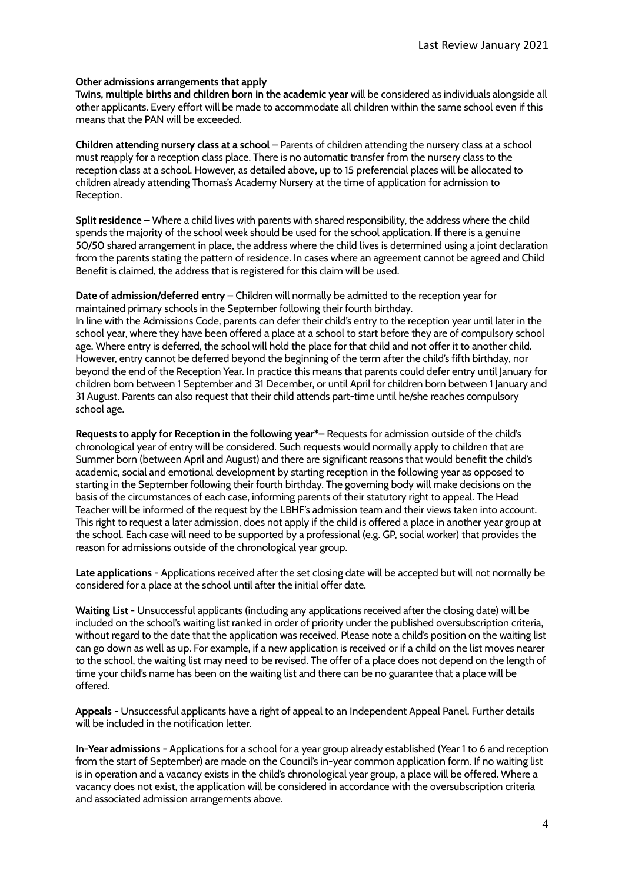**Other admissions arrangements that apply**

**Twins, multiple births and children born in the academic year** will be considered as individuals alongside all other applicants. Every effort will be made to accommodate all children within the same school even if this means that the PAN will be exceeded.

**Children attending nursery class at a school** – Parents of children attending the nursery class at a school must reapply for a reception class place. There is no automatic transfer from the nursery class to the reception class at a school. However, as detailed above, up to 15 preferencial places will be allocated to children already attending Thomas's Academy Nursery at the time of application for admission to Reception.

**Split residence** – Where a child lives with parents with shared responsibility, the address where the child spends the majority of the school week should be used for the school application. If there is a genuine 50/50 shared arrangement in place, the address where the child lives is determined using a joint declaration from the parents stating the pattern of residence. In cases where an agreement cannot be agreed and Child Benefit is claimed, the address that is registered for this claim will be used.

**Date of admission/deferred entry** – Children will normally be admitted to the reception year for maintained primary schools in the September following their fourth birthday.
In line with the Admissions Code, parents can defer their child's entry to the reception year until later in the school year, where they have been offered a place at a school to start before they are of compulsory school age. Where entry is deferred, the school will hold the place for that child and not offer it to another child. However, entry cannot be deferred beyond the beginning of the term after the child's fifth birthday, nor beyond the end of the Reception Year. In practice this means that parents could defer entry until January for children born between 1 September and 31 December, or until April for children born between 1 January and 31 August. Parents can also request that their child attends part-time until he/she reaches compulsory school age.

**Requests to apply for Reception in the following year*–** Requests for admission outside of the child's chronological year of entry will be considered. Such requests would normally apply to children that are Summer born (between April and August) and there are significant reasons that would benefit the child's academic, social and emotional development by starting reception in the following year as opposed to starting in the September following their fourth birthday. The governing body will make decisions on the basis of the circumstances of each case, informing parents of their statutory right to appeal. The Head Teacher will be informed of the request by the LBHF's admission team and their views taken into account. This right to request a later admission, does not apply if the child is offered a place in another year group at the school. Each case will need to be supported by a professional (e.g. GP, social worker) that provides the reason for admissions outside of the chronological year group.

**Late applications -** Applications received after the set closing date will be accepted but will not normally be considered for a place at the school until after the initial offer date.

**Waiting List -** Unsuccessful applicants (including any applications received after the closing date) will be included on the school's waiting list ranked in order of priority under the published oversubscription criteria, without regard to the date that the application was received. Please note a child's position on the waiting list can go down as well as up. For example, if a new application is received or if a child on the list moves nearer to the school, the waiting list may need to be revised. The offer of a place does not depend on the length of time your child's name has been on the waiting list and there can be no guarantee that a place will be offered.

**Appeals -** Unsuccessful applicants have a right of appeal to an Independent Appeal Panel. Further details will be included in the notification letter.

**In-Year admissions -** Applications for a school for a year group already established (Year 1 to 6 and reception from the start of September) are made on the Council's in-year common application form. If no waiting list is in operation and a vacancy exists in the child's chronological year group, a place will be offered. Where a vacancy does not exist, the application will be considered in accordance with the oversubscription criteria and associated admission arrangements above.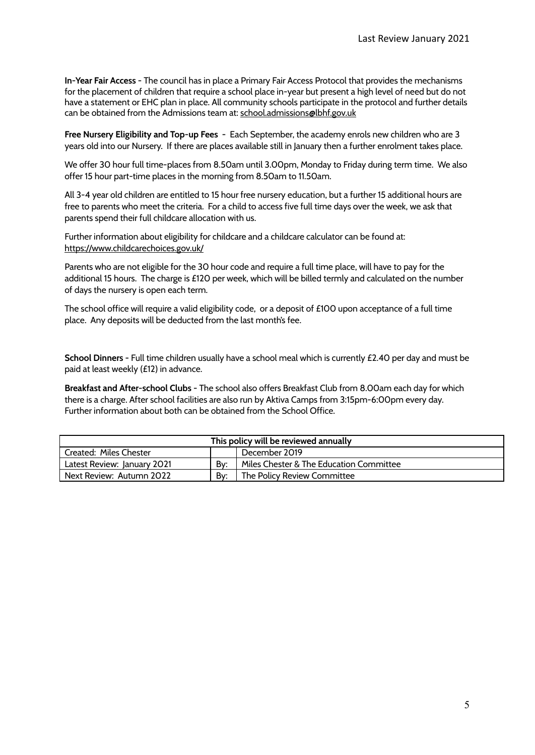**In-Year Fair Access -** The council has in place a Primary Fair Access Protocol that provides the mechanisms for the placement of children that require a school place in-year but present a high level of need but do not have a statement or EHC plan in place. All community schools participate in the protocol and further details can be obtained from the Admissions team at: school.admissions@lbhf.gov.uk

**Free Nursery Eligibility and Top-up Fees -** Each September, the academy enrols new children who are 3 years old into our Nursery. If there are places available still in January then a further enrolment takes place.

We offer 30 hour full time-places from 8.50am until 3.00pm, Monday to Friday during term time. We also offer 15 hour part-time places in the morning from 8.50am to 11.50am.

All 3-4 year old children are entitled to 15 hour free nursery education, but a further 15 additional hours are free to parents who meet the criteria. For a child to access five full time days over the week, we ask that parents spend their full childcare allocation with us.

Further information about eligibility for childcare and a childcare calculator can be found at: https://www.childcarechoices.gov.uk/

Parents who are not eligible for the 30 hour code and require a full time place, will have to pay for the additional 15 hours. The charge is £120 per week, which will be billed termly and calculated on the number of days the nursery is open each term.

The school office will require a valid eligibility code, or a deposit of £100 upon acceptance of a full time place. Any deposits will be deducted from the last month's fee.

**School Dinners -** Full time children usually have a school meal which is currently £2.40 per day and must be paid at least weekly (£12) in advance.

**Breakfast and After-school Clubs -** The school also offers Breakfast Club from 8.00am each day for which there is a charge. After school facilities are also run by Aktiva Camps from 3:15pm-6:00pm every day. Further information about both can be obtained from the School Office.

| This policy will be reviewed annually | | |
|---|---|---|
| Created: Miles Chester | | December 2019 |
| Latest Review: January 2021 | By: | Miles Chester & The Education Committee |
| Next Review: Autumn 2022 | By: | The Policy Review Committee |